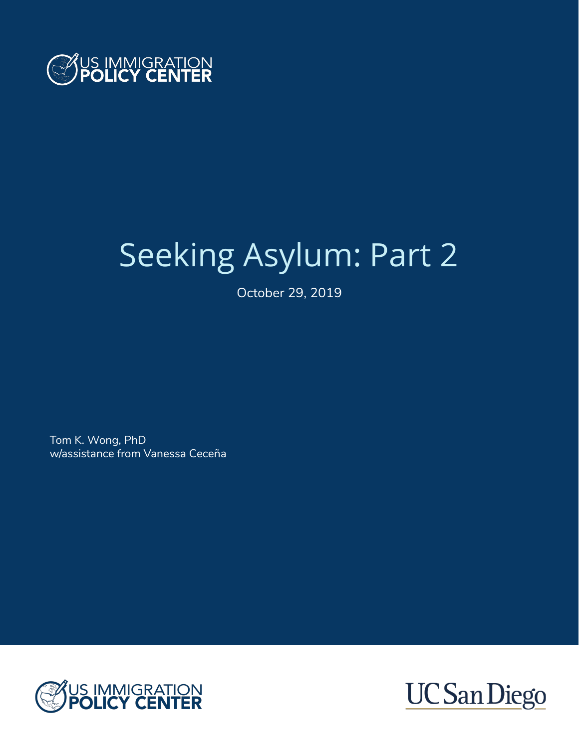US IMMIGRATION POLICY CENTER

# Seeking Asylum: Part 2

October 29, 2019

Tom K. Wong, PhD
w/assistance from Vanessa Ceceña

US IMMIGRATION POLICY CENTER

UC San Diego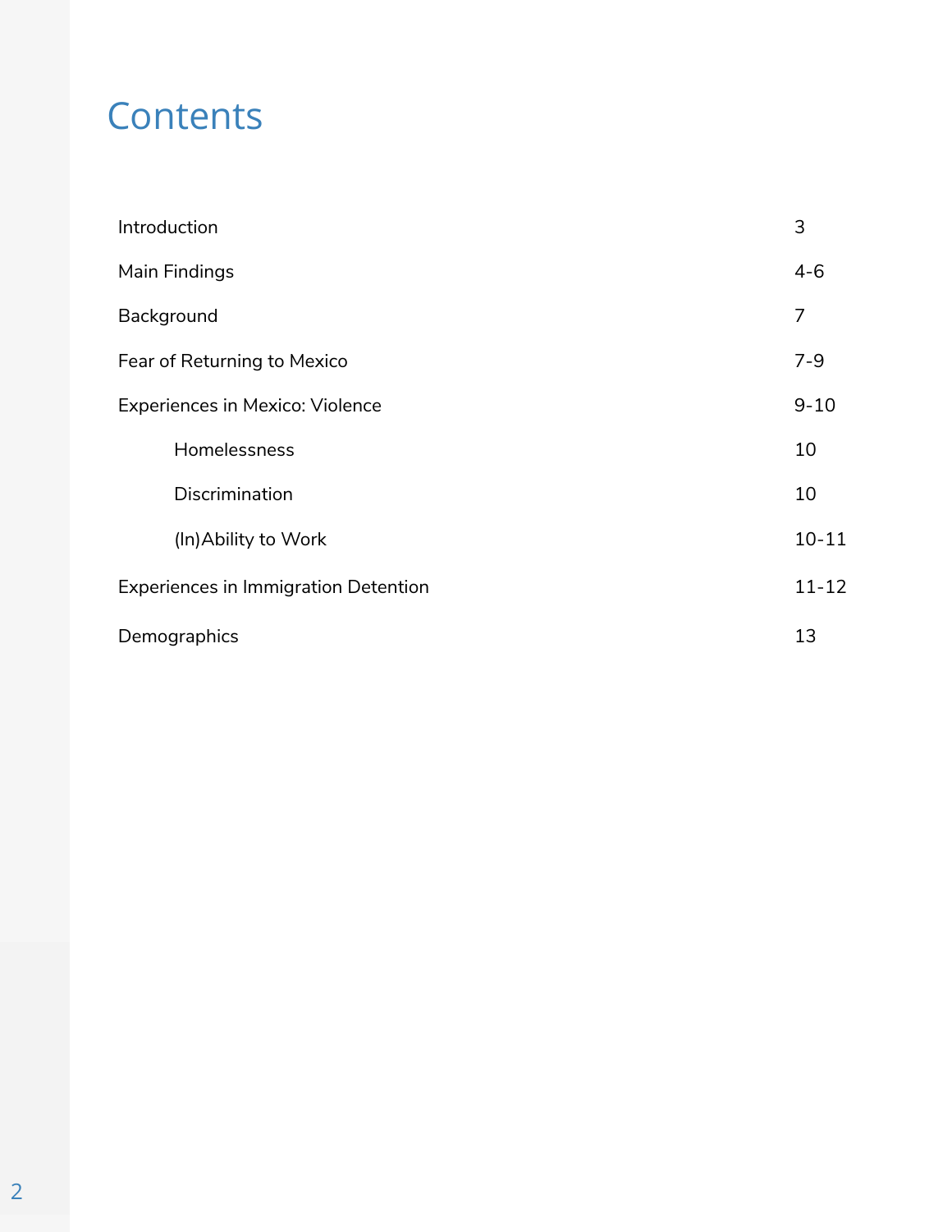# Contents

| | |
|---|---|
| Introduction | 3 |
| Main Findings | 4-6 |
| Background | 7 |
| Fear of Returning to Mexico | 7-9 |
| Experiences in Mexico: Violence | 9-10 |
| Homelessness | 10 |
| Discrimination | 10 |
| (In)Ability to Work | 10-11 |
| Experiences in Immigration Detention | 11-12 |
| Demographics | 13 |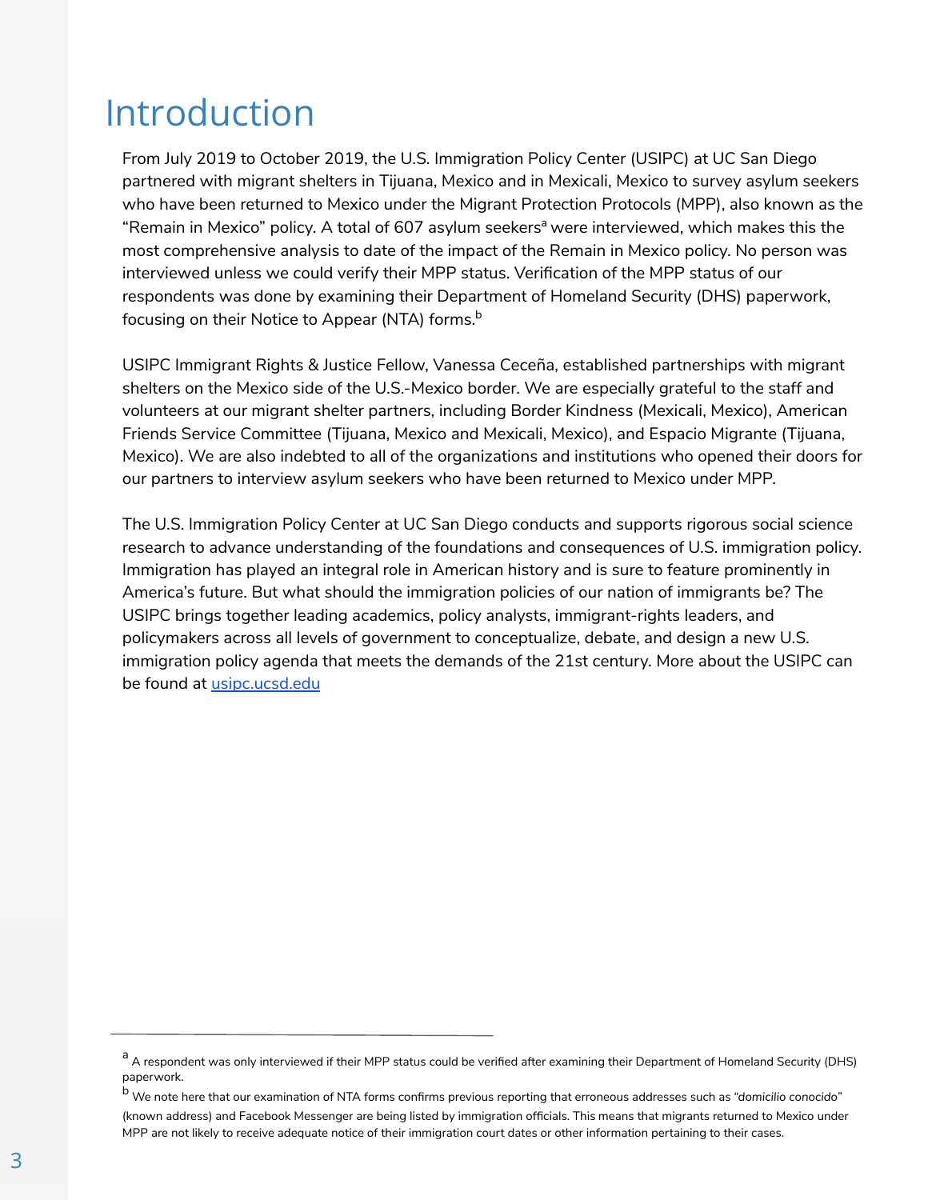# Introduction

From July 2019 to October 2019, the U.S. Immigration Policy Center (USIPC) at UC San Diego partnered with migrant shelters in Tijuana, Mexico and in Mexicali, Mexico to survey asylum seekers who have been returned to Mexico under the Migrant Protection Protocols (MPP), also known as the "Remain in Mexico" policy. A total of 607 asylum seekers[a] were interviewed, which makes this the most comprehensive analysis to date of the impact of the Remain in Mexico policy. No person was interviewed unless we could verify their MPP status. Verification of the MPP status of our respondents was done by examining their Department of Homeland Security (DHS) paperwork, focusing on their Notice to Appear (NTA) forms.[b]

USIPC Immigrant Rights & Justice Fellow, Vanessa Ceceña, established partnerships with migrant shelters on the Mexico side of the U.S.-Mexico border. We are especially grateful to the staff and volunteers at our migrant shelter partners, including Border Kindness (Mexicali, Mexico), American Friends Service Committee (Tijuana, Mexico and Mexicali, Mexico), and Espacio Migrante (Tijuana, Mexico). We are also indebted to all of the organizations and institutions who opened their doors for our partners to interview asylum seekers who have been returned to Mexico under MPP.

The U.S. Immigration Policy Center at UC San Diego conducts and supports rigorous social science research to advance understanding of the foundations and consequences of U.S. immigration policy. Immigration has played an integral role in American history and is sure to feature prominently in America's future. But what should the immigration policies of our nation of immigrants be? The USIPC brings together leading academics, policy analysts, immigrant-rights leaders, and policymakers across all levels of government to conceptualize, debate, and design a new U.S. immigration policy agenda that meets the demands of the 21st century. More about the USIPC can be found at [usipc.ucsd.edu](https://usipc.ucsd.edu)

---

[a] A respondent was only interviewed if their MPP status could be verified after examining their Department of Homeland Security (DHS) paperwork.

[b] We note here that our examination of NTA forms confirms previous reporting that erroneous addresses such as "*domicilio conocido*" (known address) and Facebook Messenger are being listed by immigration officials. This means that migrants returned to Mexico under MPP are not likely to receive adequate notice of their immigration court dates or other information pertaining to their cases.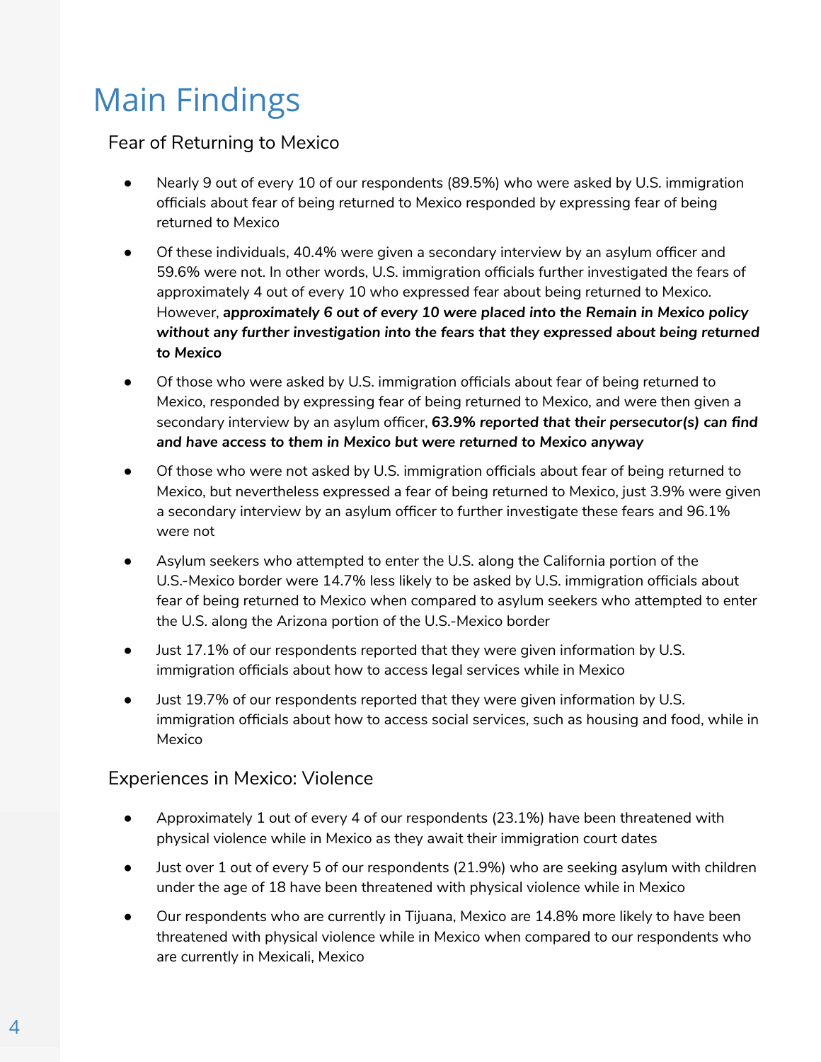# Main Findings

## Fear of Returning to Mexico

- Nearly 9 out of every 10 of our respondents (89.5%) who were asked by U.S. immigration officials about fear of being returned to Mexico responded by expressing fear of being returned to Mexico
- Of these individuals, 40.4% were given a secondary interview by an asylum officer and 59.6% were not. In other words, U.S. immigration officials further investigated the fears of approximately 4 out of every 10 who expressed fear about being returned to Mexico. However, ***approximately 6 out of every 10 were placed into the Remain in Mexico policy without any further investigation into the fears that they expressed about being returned to Mexico***
- Of those who were asked by U.S. immigration officials about fear of being returned to Mexico, responded by expressing fear of being returned to Mexico, and were then given a secondary interview by an asylum officer, ***63.9% reported that their persecutor(s) can find and have access to them in Mexico but were returned to Mexico anyway***
- Of those who were not asked by U.S. immigration officials about fear of being returned to Mexico, but nevertheless expressed a fear of being returned to Mexico, just 3.9% were given a secondary interview by an asylum officer to further investigate these fears and 96.1% were not
- Asylum seekers who attempted to enter the U.S. along the California portion of the U.S.-Mexico border were 14.7% less likely to be asked by U.S. immigration officials about fear of being returned to Mexico when compared to asylum seekers who attempted to enter the U.S. along the Arizona portion of the U.S.-Mexico border
- Just 17.1% of our respondents reported that they were given information by U.S. immigration officials about how to access legal services while in Mexico
- Just 19.7% of our respondents reported that they were given information by U.S. immigration officials about how to access social services, such as housing and food, while in Mexico

## Experiences in Mexico: Violence

- Approximately 1 out of every 4 of our respondents (23.1%) have been threatened with physical violence while in Mexico as they await their immigration court dates
- Just over 1 out of every 5 of our respondents (21.9%) who are seeking asylum with children under the age of 18 have been threatened with physical violence while in Mexico
- Our respondents who are currently in Tijuana, Mexico are 14.8% more likely to have been threatened with physical violence while in Mexico when compared to our respondents who are currently in Mexicali, Mexico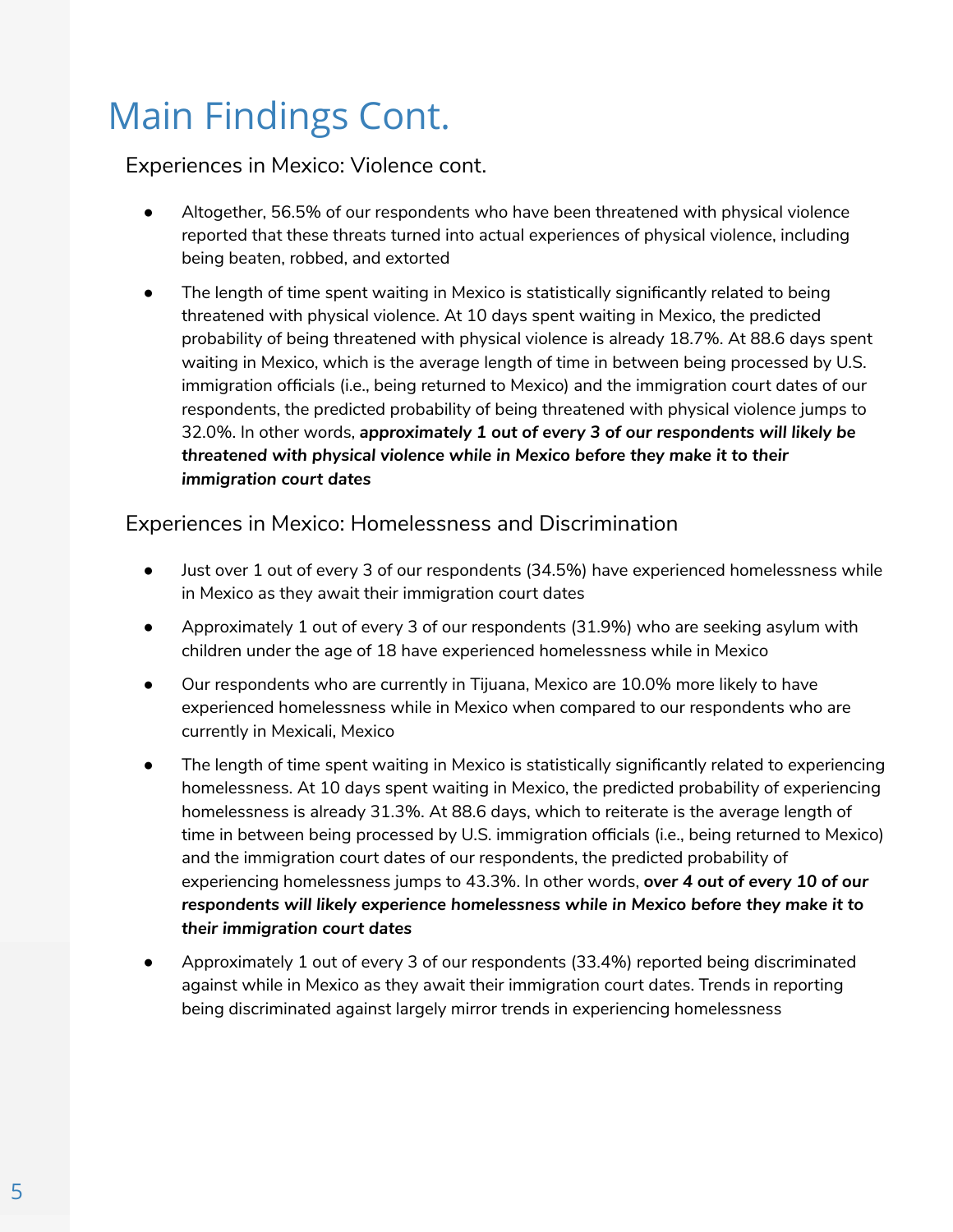# Main Findings Cont.

## Experiences in Mexico: Violence cont.

- Altogether, 56.5% of our respondents who have been threatened with physical violence reported that these threats turned into actual experiences of physical violence, including being beaten, robbed, and extorted
- The length of time spent waiting in Mexico is statistically significantly related to being threatened with physical violence. At 10 days spent waiting in Mexico, the predicted probability of being threatened with physical violence is already 18.7%. At 88.6 days spent waiting in Mexico, which is the average length of time in between being processed by U.S. immigration officials (i.e., being returned to Mexico) and the immigration court dates of our respondents, the predicted probability of being threatened with physical violence jumps to 32.0%. In other words, ***approximately 1 out of every 3 of our respondents will likely be threatened with physical violence while in Mexico before they make it to their immigration court dates***

## Experiences in Mexico: Homelessness and Discrimination

- Just over 1 out of every 3 of our respondents (34.5%) have experienced homelessness while in Mexico as they await their immigration court dates
- Approximately 1 out of every 3 of our respondents (31.9%) who are seeking asylum with children under the age of 18 have experienced homelessness while in Mexico
- Our respondents who are currently in Tijuana, Mexico are 10.0% more likely to have experienced homelessness while in Mexico when compared to our respondents who are currently in Mexicali, Mexico
- The length of time spent waiting in Mexico is statistically significantly related to experiencing homelessness. At 10 days spent waiting in Mexico, the predicted probability of experiencing homelessness is already 31.3%. At 88.6 days, which to reiterate is the average length of time in between being processed by U.S. immigration officials (i.e., being returned to Mexico) and the immigration court dates of our respondents, the predicted probability of experiencing homelessness jumps to 43.3%. In other words, ***over 4 out of every 10 of our respondents will likely experience homelessness while in Mexico before they make it to their immigration court dates***
- Approximately 1 out of every 3 of our respondents (33.4%) reported being discriminated against while in Mexico as they await their immigration court dates. Trends in reporting being discriminated against largely mirror trends in experiencing homelessness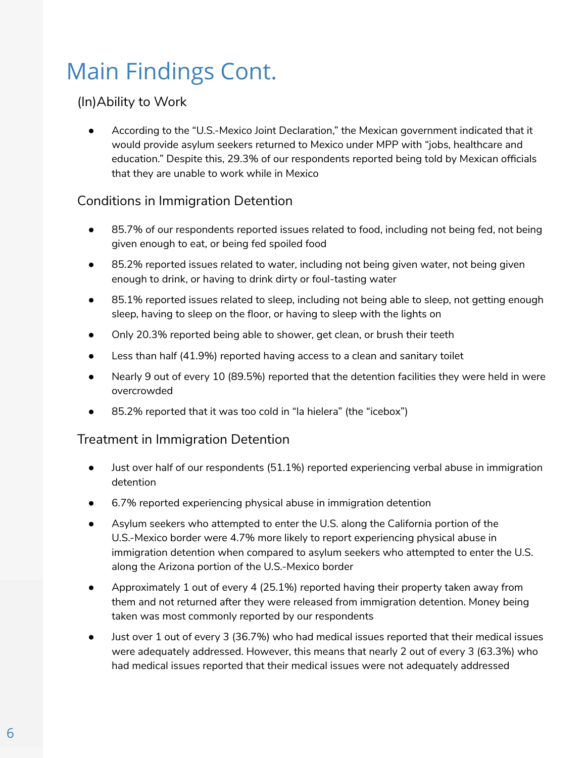# Main Findings Cont.

## (In)Ability to Work

- According to the "U.S.-Mexico Joint Declaration," the Mexican government indicated that it would provide asylum seekers returned to Mexico under MPP with "jobs, healthcare and education." Despite this, 29.3% of our respondents reported being told by Mexican officials that they are unable to work while in Mexico

## Conditions in Immigration Detention

- 85.7% of our respondents reported issues related to food, including not being fed, not being given enough to eat, or being fed spoiled food
- 85.2% reported issues related to water, including not being given water, not being given enough to drink, or having to drink dirty or foul-tasting water
- 85.1% reported issues related to sleep, including not being able to sleep, not getting enough sleep, having to sleep on the floor, or having to sleep with the lights on
- Only 20.3% reported being able to shower, get clean, or brush their teeth
- Less than half (41.9%) reported having access to a clean and sanitary toilet
- Nearly 9 out of every 10 (89.5%) reported that the detention facilities they were held in were overcrowded
- 85.2% reported that it was too cold in "la hielera" (the "icebox")

## Treatment in Immigration Detention

- Just over half of our respondents (51.1%) reported experiencing verbal abuse in immigration detention
- 6.7% reported experiencing physical abuse in immigration detention
- Asylum seekers who attempted to enter the U.S. along the California portion of the U.S.-Mexico border were 4.7% more likely to report experiencing physical abuse in immigration detention when compared to asylum seekers who attempted to enter the U.S. along the Arizona portion of the U.S.-Mexico border
- Approximately 1 out of every 4 (25.1%) reported having their property taken away from them and not returned after they were released from immigration detention. Money being taken was most commonly reported by our respondents
- Just over 1 out of every 3 (36.7%) who had medical issues reported that their medical issues were adequately addressed. However, this means that nearly 2 out of every 3 (63.3%) who had medical issues reported that their medical issues were not adequately addressed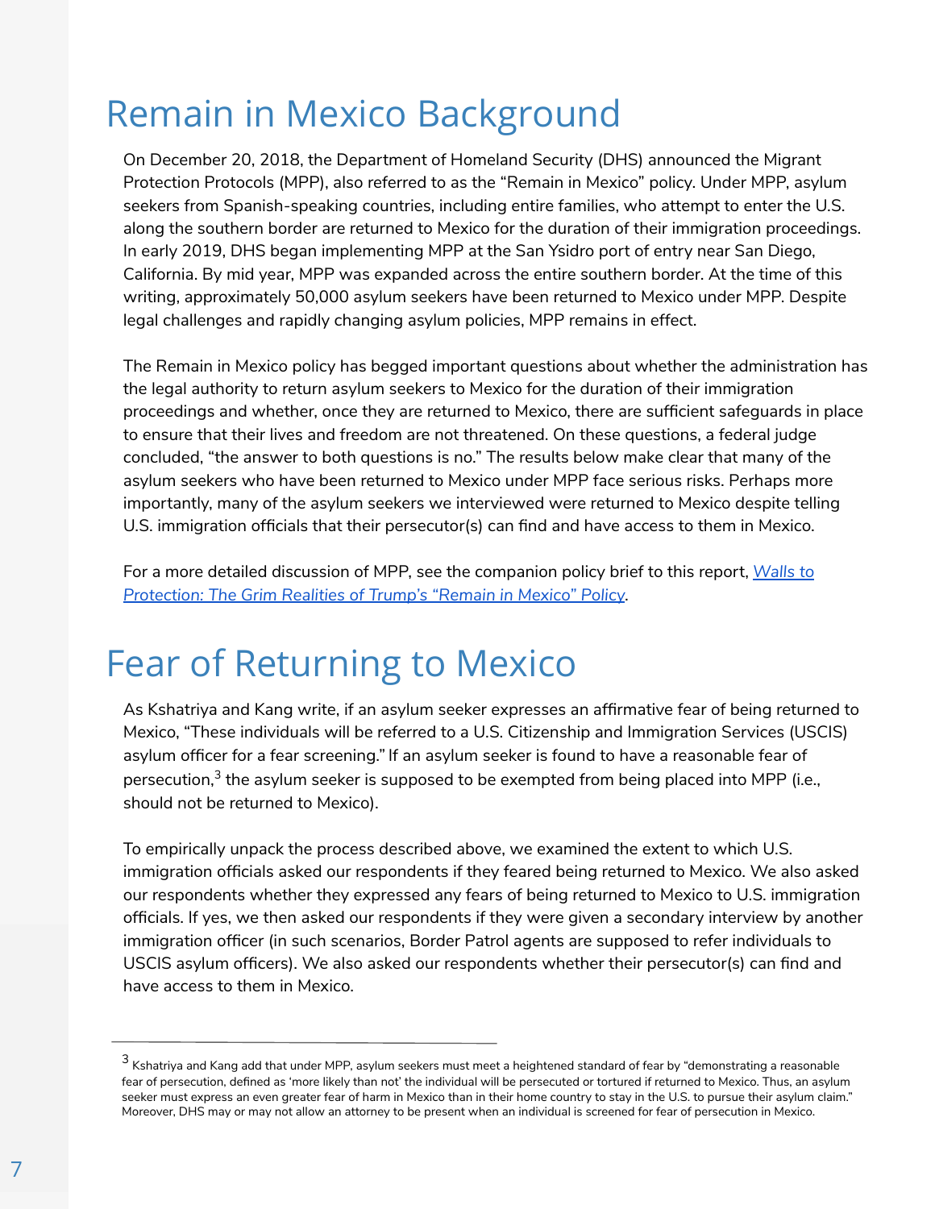# Remain in Mexico Background

On December 20, 2018, the Department of Homeland Security (DHS) announced the Migrant Protection Protocols (MPP), also referred to as the "Remain in Mexico" policy. Under MPP, asylum seekers from Spanish-speaking countries, including entire families, who attempt to enter the U.S. along the southern border are returned to Mexico for the duration of their immigration proceedings. In early 2019, DHS began implementing MPP at the San Ysidro port of entry near San Diego, California. By mid year, MPP was expanded across the entire southern border. At the time of this writing, approximately 50,000 asylum seekers have been returned to Mexico under MPP. Despite legal challenges and rapidly changing asylum policies, MPP remains in effect.

The Remain in Mexico policy has begged important questions about whether the administration has the legal authority to return asylum seekers to Mexico for the duration of their immigration proceedings and whether, once they are returned to Mexico, there are sufficient safeguards in place to ensure that their lives and freedom are not threatened. On these questions, a federal judge concluded, "the answer to both questions is no." The results below make clear that many of the asylum seekers who have been returned to Mexico under MPP face serious risks. Perhaps more importantly, many of the asylum seekers we interviewed were returned to Mexico despite telling U.S. immigration officials that their persecutor(s) can find and have access to them in Mexico.

For a more detailed discussion of MPP, see the companion policy brief to this report, *Walls to Protection: The Grim Realities of Trump's "Remain in Mexico" Policy*.

# Fear of Returning to Mexico

As Kshatriya and Kang write, if an asylum seeker expresses an affirmative fear of being returned to Mexico, "These individuals will be referred to a U.S. Citizenship and Immigration Services (USCIS) asylum officer for a fear screening." If an asylum seeker is found to have a reasonable fear of persecution,[3] the asylum seeker is supposed to be exempted from being placed into MPP (i.e., should not be returned to Mexico).

To empirically unpack the process described above, we examined the extent to which U.S. immigration officials asked our respondents if they feared being returned to Mexico. We also asked our respondents whether they expressed any fears of being returned to Mexico to U.S. immigration officials. If yes, we then asked our respondents if they were given a secondary interview by another immigration officer (in such scenarios, Border Patrol agents are supposed to refer individuals to USCIS asylum officers). We also asked our respondents whether their persecutor(s) can find and have access to them in Mexico.

---

[3] Kshatriya and Kang add that under MPP, asylum seekers must meet a heightened standard of fear by "demonstrating a reasonable fear of persecution, defined as 'more likely than not' the individual will be persecuted or tortured if returned to Mexico. Thus, an asylum seeker must express an even greater fear of harm in Mexico than in their home country to stay in the U.S. to pursue their asylum claim." Moreover, DHS may or may not allow an attorney to be present when an individual is screened for fear of persecution in Mexico.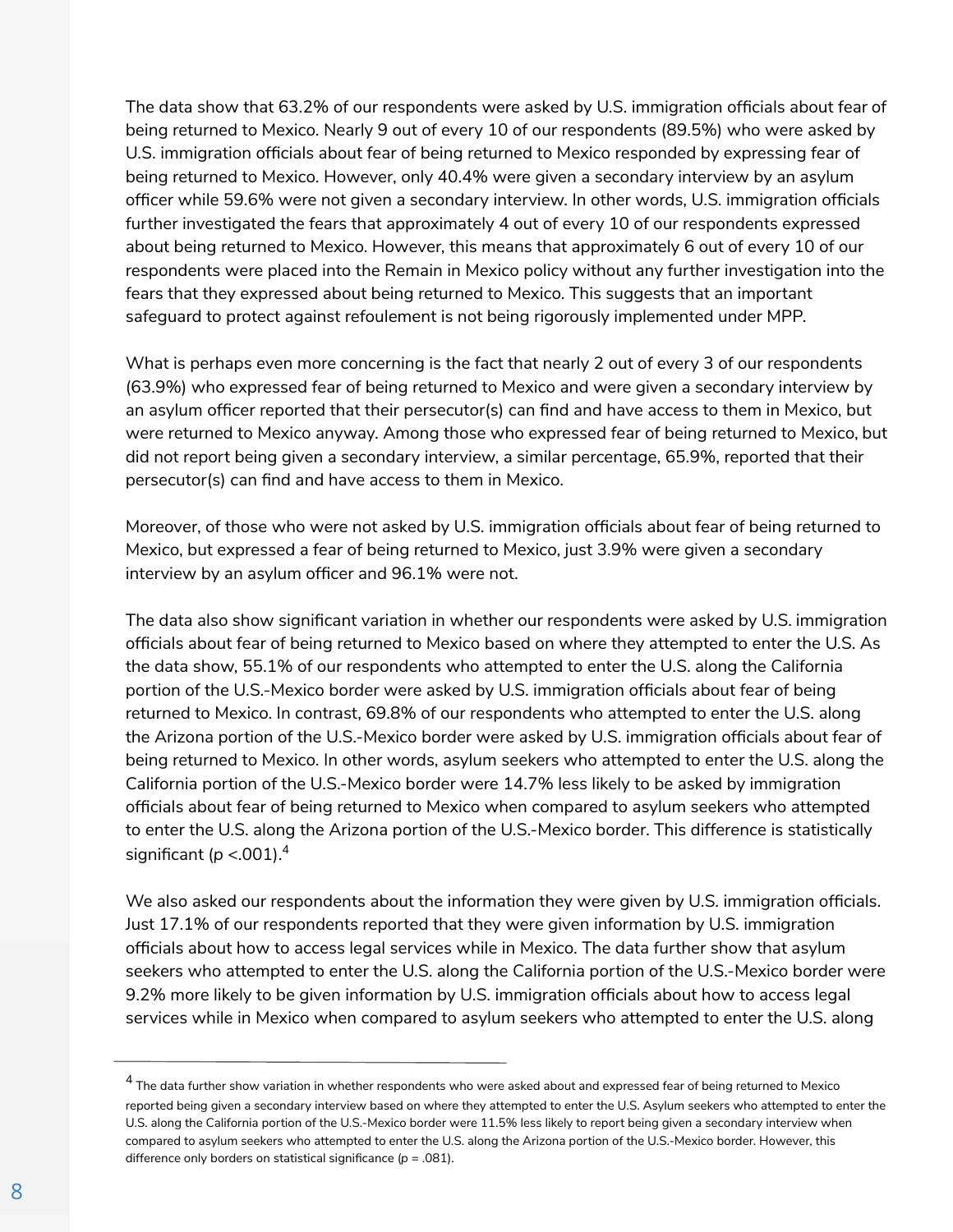The data show that 63.2% of our respondents were asked by U.S. immigration officials about fear of being returned to Mexico. Nearly 9 out of every 10 of our respondents (89.5%) who were asked by U.S. immigration officials about fear of being returned to Mexico responded by expressing fear of being returned to Mexico. However, only 40.4% were given a secondary interview by an asylum officer while 59.6% were not given a secondary interview. In other words, U.S. immigration officials further investigated the fears that approximately 4 out of every 10 of our respondents expressed about being returned to Mexico. However, this means that approximately 6 out of every 10 of our respondents were placed into the Remain in Mexico policy without any further investigation into the fears that they expressed about being returned to Mexico. This suggests that an important safeguard to protect against refoulement is not being rigorously implemented under MPP.

What is perhaps even more concerning is the fact that nearly 2 out of every 3 of our respondents (63.9%) who expressed fear of being returned to Mexico and were given a secondary interview by an asylum officer reported that their persecutor(s) can find and have access to them in Mexico, but were returned to Mexico anyway. Among those who expressed fear of being returned to Mexico, but did not report being given a secondary interview, a similar percentage, 65.9%, reported that their persecutor(s) can find and have access to them in Mexico.

Moreover, of those who were not asked by U.S. immigration officials about fear of being returned to Mexico, but expressed a fear of being returned to Mexico, just 3.9% were given a secondary interview by an asylum officer and 96.1% were not.

The data also show significant variation in whether our respondents were asked by U.S. immigration officials about fear of being returned to Mexico based on where they attempted to enter the U.S. As the data show, 55.1% of our respondents who attempted to enter the U.S. along the California portion of the U.S.-Mexico border were asked by U.S. immigration officials about fear of being returned to Mexico. In contrast, 69.8% of our respondents who attempted to enter the U.S. along the Arizona portion of the U.S.-Mexico border were asked by U.S. immigration officials about fear of being returned to Mexico. In other words, asylum seekers who attempted to enter the U.S. along the California portion of the U.S.-Mexico border were 14.7% less likely to be asked by immigration officials about fear of being returned to Mexico when compared to asylum seekers who attempted to enter the U.S. along the Arizona portion of the U.S.-Mexico border. This difference is statistically significant ($p < .001$).[4]

We also asked our respondents about the information they were given by U.S. immigration officials. Just 17.1% of our respondents reported that they were given information by U.S. immigration officials about how to access legal services while in Mexico. The data further show that asylum seekers who attempted to enter the U.S. along the California portion of the U.S.-Mexico border were 9.2% more likely to be given information by U.S. immigration officials about how to access legal services while in Mexico when compared to asylum seekers who attempted to enter the U.S. along

---

[4] The data further show variation in whether respondents who were asked about and expressed fear of being returned to Mexico reported being given a secondary interview based on where they attempted to enter the U.S. Asylum seekers who attempted to enter the U.S. along the California portion of the U.S.-Mexico border were 11.5% less likely to report being given a secondary interview when compared to asylum seekers who attempted to enter the U.S. along the Arizona portion of the U.S.-Mexico border. However, this difference only borders on statistical significance ($p = .081$).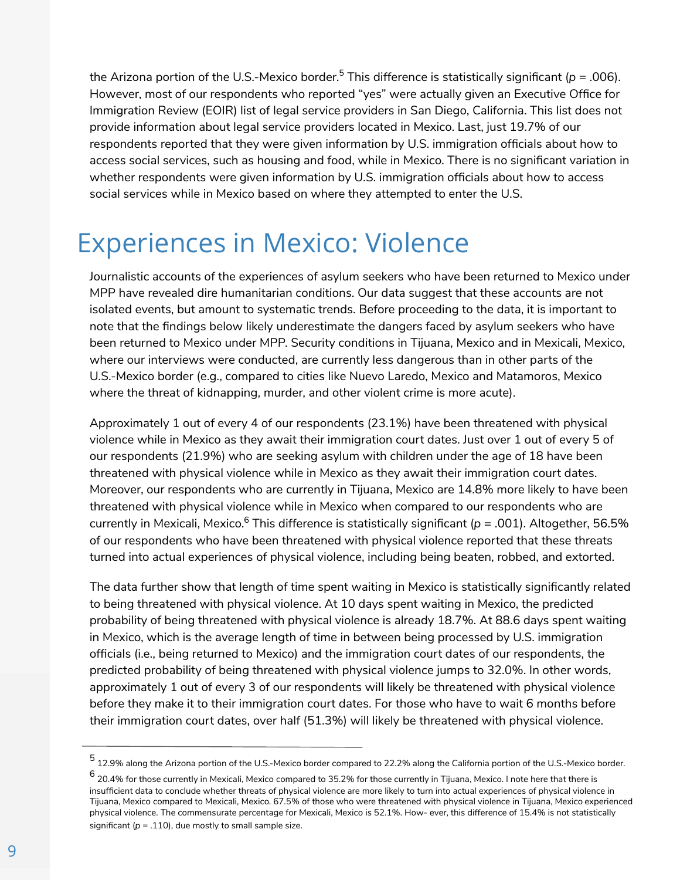the Arizona portion of the U.S.-Mexico border.[5] This difference is statistically significant ($p = .006$). However, most of our respondents who reported "yes" were actually given an Executive Office for Immigration Review (EOIR) list of legal service providers in San Diego, California. This list does not provide information about legal service providers located in Mexico. Last, just 19.7% of our respondents reported that they were given information by U.S. immigration officials about how to access social services, such as housing and food, while in Mexico. There is no significant variation in whether respondents were given information by U.S. immigration officials about how to access social services while in Mexico based on where they attempted to enter the U.S.

# Experiences in Mexico: Violence

Journalistic accounts of the experiences of asylum seekers who have been returned to Mexico under MPP have revealed dire humanitarian conditions. Our data suggest that these accounts are not isolated events, but amount to systematic trends. Before proceeding to the data, it is important to note that the findings below likely underestimate the dangers faced by asylum seekers who have been returned to Mexico under MPP. Security conditions in Tijuana, Mexico and in Mexicali, Mexico, where our interviews were conducted, are currently less dangerous than in other parts of the U.S.-Mexico border (e.g., compared to cities like Nuevo Laredo, Mexico and Matamoros, Mexico where the threat of kidnapping, murder, and other violent crime is more acute).

Approximately 1 out of every 4 of our respondents (23.1%) have been threatened with physical violence while in Mexico as they await their immigration court dates. Just over 1 out of every 5 of our respondents (21.9%) who are seeking asylum with children under the age of 18 have been threatened with physical violence while in Mexico as they await their immigration court dates. Moreover, our respondents who are currently in Tijuana, Mexico are 14.8% more likely to have been threatened with physical violence while in Mexico when compared to our respondents who are currently in Mexicali, Mexico.[6] This difference is statistically significant ($p = .001$). Altogether, 56.5% of our respondents who have been threatened with physical violence reported that these threats turned into actual experiences of physical violence, including being beaten, robbed, and extorted.

The data further show that length of time spent waiting in Mexico is statistically significantly related to being threatened with physical violence. At 10 days spent waiting in Mexico, the predicted probability of being threatened with physical violence is already 18.7%. At 88.6 days spent waiting in Mexico, which is the average length of time in between being processed by U.S. immigration officials (i.e., being returned to Mexico) and the immigration court dates of our respondents, the predicted probability of being threatened with physical violence jumps to 32.0%. In other words, approximately 1 out of every 3 of our respondents will likely be threatened with physical violence before they make it to their immigration court dates. For those who have to wait 6 months before their immigration court dates, over half (51.3%) will likely be threatened with physical violence.

---

[5] 12.9% along the Arizona portion of the U.S.-Mexico border compared to 22.2% along the California portion of the U.S.-Mexico border.

[6] 20.4% for those currently in Mexicali, Mexico compared to 35.2% for those currently in Tijuana, Mexico. I note here that there is insufficient data to conclude whether threats of physical violence are more likely to turn into actual experiences of physical violence in Tijuana, Mexico compared to Mexicali, Mexico. 67.5% of those who were threatened with physical violence in Tijuana, Mexico experienced physical violence. The commensurate percentage for Mexicali, Mexico is 52.1%. How- ever, this difference of 15.4% is not statistically significant ($p = .110$), due mostly to small sample size.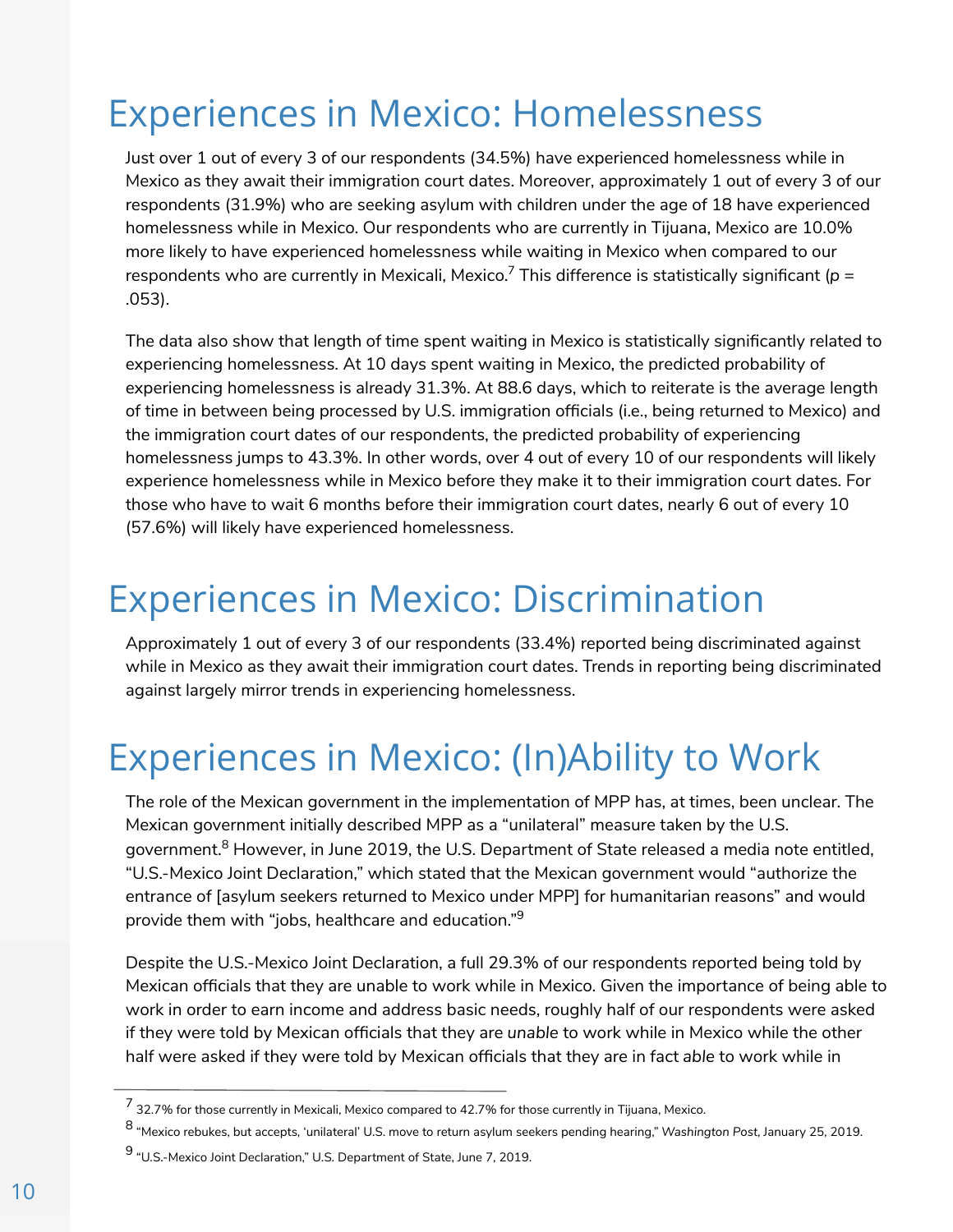# Experiences in Mexico: Homelessness

Just over 1 out of every 3 of our respondents (34.5%) have experienced homelessness while in Mexico as they await their immigration court dates. Moreover, approximately 1 out of every 3 of our respondents (31.9%) who are seeking asylum with children under the age of 18 have experienced homelessness while in Mexico. Our respondents who are currently in Tijuana, Mexico are 10.0% more likely to have experienced homelessness while waiting in Mexico when compared to our respondents who are currently in Mexicali, Mexico.[7] This difference is statistically significant ($p = .053$).

The data also show that length of time spent waiting in Mexico is statistically significantly related to experiencing homelessness. At 10 days spent waiting in Mexico, the predicted probability of experiencing homelessness is already 31.3%. At 88.6 days, which to reiterate is the average length of time in between being processed by U.S. immigration officials (i.e., being returned to Mexico) and the immigration court dates of our respondents, the predicted probability of experiencing homelessness jumps to 43.3%. In other words, over 4 out of every 10 of our respondents will likely experience homelessness while in Mexico before they make it to their immigration court dates. For those who have to wait 6 months before their immigration court dates, nearly 6 out of every 10 (57.6%) will likely have experienced homelessness.

# Experiences in Mexico: Discrimination

Approximately 1 out of every 3 of our respondents (33.4%) reported being discriminated against while in Mexico as they await their immigration court dates. Trends in reporting being discriminated against largely mirror trends in experiencing homelessness.

# Experiences in Mexico: (In)Ability to Work

The role of the Mexican government in the implementation of MPP has, at times, been unclear. The Mexican government initially described MPP as a "unilateral" measure taken by the U.S. government.[8] However, in June 2019, the U.S. Department of State released a media note entitled, "U.S.-Mexico Joint Declaration," which stated that the Mexican government would "authorize the entrance of [asylum seekers returned to Mexico under MPP] for humanitarian reasons" and would provide them with "jobs, healthcare and education."[9]

Despite the U.S.-Mexico Joint Declaration, a full 29.3% of our respondents reported being told by Mexican officials that they are unable to work while in Mexico. Given the importance of being able to work in order to earn income and address basic needs, roughly half of our respondents were asked if they were told by Mexican officials that they are *unable* to work while in Mexico while the other half were asked if they were told by Mexican officials that they are in fact *able* to work while in

---

[7] 32.7% for those currently in Mexicali, Mexico compared to 42.7% for those currently in Tijuana, Mexico.

[8] "Mexico rebukes, but accepts, 'unilateral' U.S. move to return asylum seekers pending hearing," *Washington Post*, January 25, 2019.

[9] "U.S.-Mexico Joint Declaration," U.S. Department of State, June 7, 2019.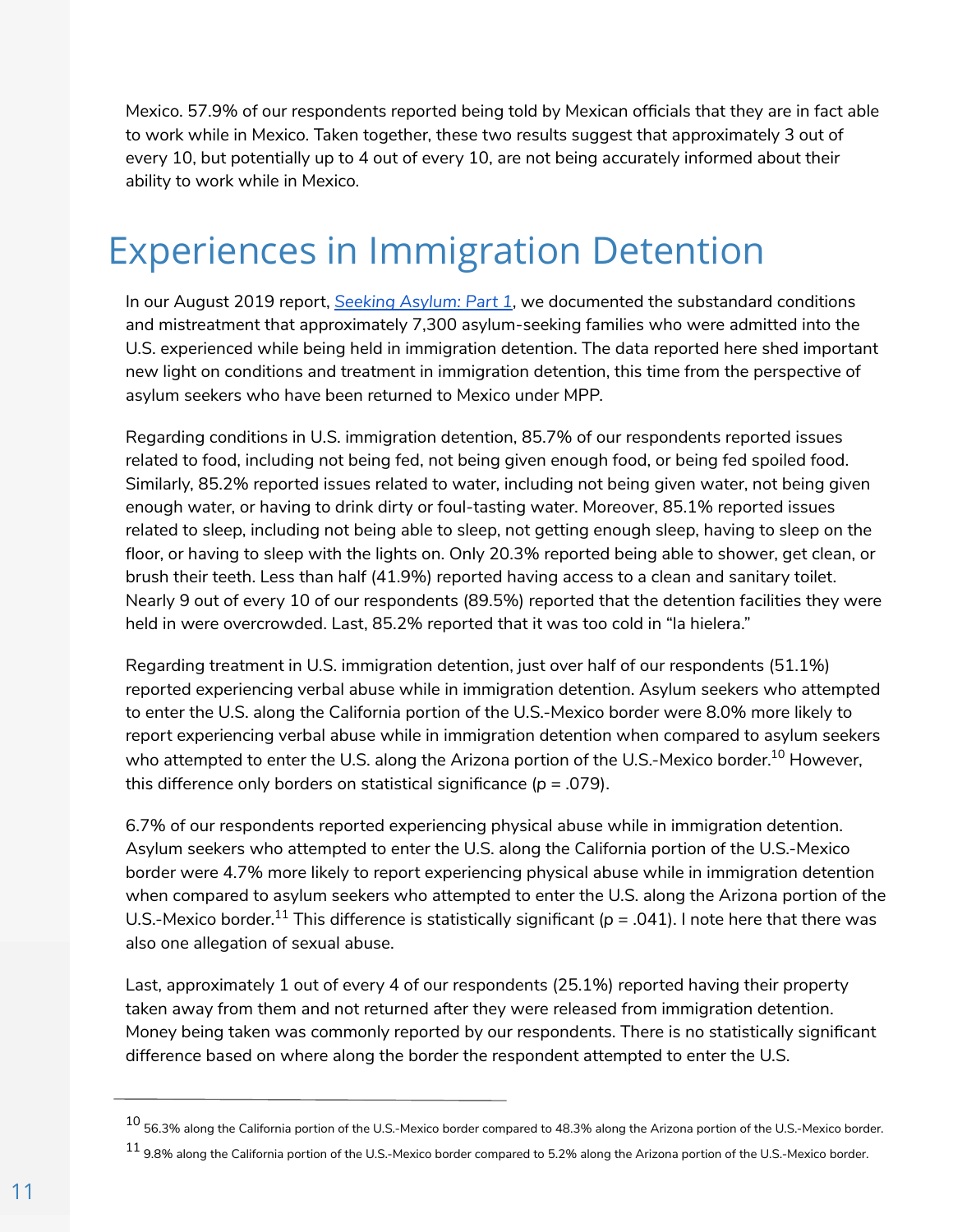Mexico. 57.9% of our respondents reported being told by Mexican officials that they are in fact able to work while in Mexico. Taken together, these two results suggest that approximately 3 out of every 10, but potentially up to 4 out of every 10, are not being accurately informed about their ability to work while in Mexico.

# Experiences in Immigration Detention

In our August 2019 report, *Seeking Asylum: Part 1*, we documented the substandard conditions and mistreatment that approximately 7,300 asylum-seeking families who were admitted into the U.S. experienced while being held in immigration detention. The data reported here shed important new light on conditions and treatment in immigration detention, this time from the perspective of asylum seekers who have been returned to Mexico under MPP.

Regarding conditions in U.S. immigration detention, 85.7% of our respondents reported issues related to food, including not being fed, not being given enough food, or being fed spoiled food. Similarly, 85.2% reported issues related to water, including not being given water, not being given enough water, or having to drink dirty or foul-tasting water. Moreover, 85.1% reported issues related to sleep, including not being able to sleep, not getting enough sleep, having to sleep on the floor, or having to sleep with the lights on. Only 20.3% reported being able to shower, get clean, or brush their teeth. Less than half (41.9%) reported having access to a clean and sanitary toilet. Nearly 9 out of every 10 of our respondents (89.5%) reported that the detention facilities they were held in were overcrowded. Last, 85.2% reported that it was too cold in "la hielera."

Regarding treatment in U.S. immigration detention, just over half of our respondents (51.1%) reported experiencing verbal abuse while in immigration detention. Asylum seekers who attempted to enter the U.S. along the California portion of the U.S.-Mexico border were 8.0% more likely to report experiencing verbal abuse while in immigration detention when compared to asylum seekers who attempted to enter the U.S. along the Arizona portion of the U.S.-Mexico border.[10] However, this difference only borders on statistical significance ($p = .079$).

6.7% of our respondents reported experiencing physical abuse while in immigration detention. Asylum seekers who attempted to enter the U.S. along the California portion of the U.S.-Mexico border were 4.7% more likely to report experiencing physical abuse while in immigration detention when compared to asylum seekers who attempted to enter the U.S. along the Arizona portion of the U.S.-Mexico border.[11] This difference is statistically significant ($p = .041$). I note here that there was also one allegation of sexual abuse.

Last, approximately 1 out of every 4 of our respondents (25.1%) reported having their property taken away from them and not returned after they were released from immigration detention. Money being taken was commonly reported by our respondents. There is no statistically significant difference based on where along the border the respondent attempted to enter the U.S.

---

[10] 56.3% along the California portion of the U.S.-Mexico border compared to 48.3% along the Arizona portion of the U.S.-Mexico border.

[11] 9.8% along the California portion of the U.S.-Mexico border compared to 5.2% along the Arizona portion of the U.S.-Mexico border.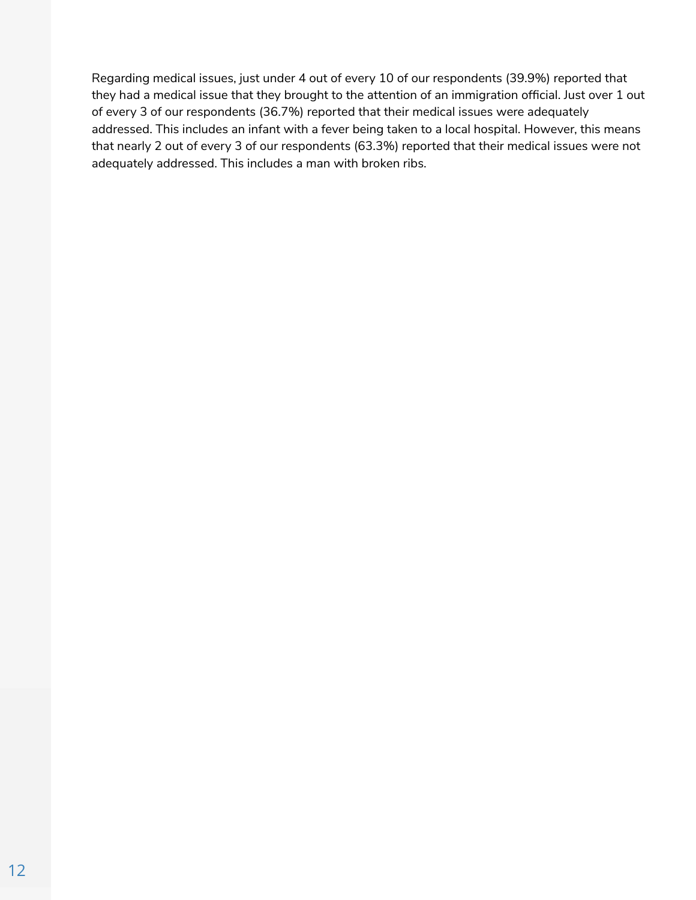Regarding medical issues, just under 4 out of every 10 of our respondents (39.9%) reported that they had a medical issue that they brought to the attention of an immigration official. Just over 1 out of every 3 of our respondents (36.7%) reported that their medical issues were adequately addressed. This includes an infant with a fever being taken to a local hospital. However, this means that nearly 2 out of every 3 of our respondents (63.3%) reported that their medical issues were not adequately addressed. This includes a man with broken ribs.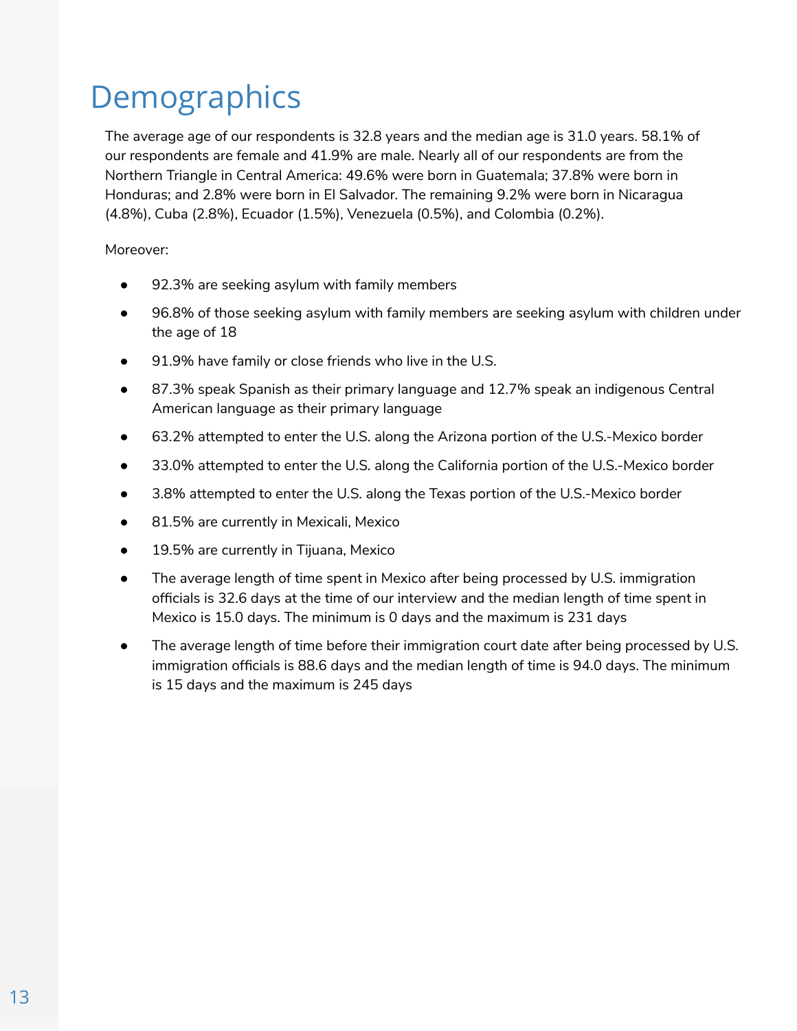# Demographics

The average age of our respondents is 32.8 years and the median age is 31.0 years. 58.1% of our respondents are female and 41.9% are male. Nearly all of our respondents are from the Northern Triangle in Central America: 49.6% were born in Guatemala; 37.8% were born in Honduras; and 2.8% were born in El Salvador. The remaining 9.2% were born in Nicaragua (4.8%), Cuba (2.8%), Ecuador (1.5%), Venezuela (0.5%), and Colombia (0.2%).

Moreover:

- 92.3% are seeking asylum with family members
- 96.8% of those seeking asylum with family members are seeking asylum with children under the age of 18
- 91.9% have family or close friends who live in the U.S.
- 87.3% speak Spanish as their primary language and 12.7% speak an indigenous Central American language as their primary language
- 63.2% attempted to enter the U.S. along the Arizona portion of the U.S.-Mexico border
- 33.0% attempted to enter the U.S. along the California portion of the U.S.-Mexico border
- 3.8% attempted to enter the U.S. along the Texas portion of the U.S.-Mexico border
- 81.5% are currently in Mexicali, Mexico
- 19.5% are currently in Tijuana, Mexico
- The average length of time spent in Mexico after being processed by U.S. immigration officials is 32.6 days at the time of our interview and the median length of time spent in Mexico is 15.0 days. The minimum is 0 days and the maximum is 231 days
- The average length of time before their immigration court date after being processed by U.S. immigration officials is 88.6 days and the median length of time is 94.0 days. The minimum is 15 days and the maximum is 245 days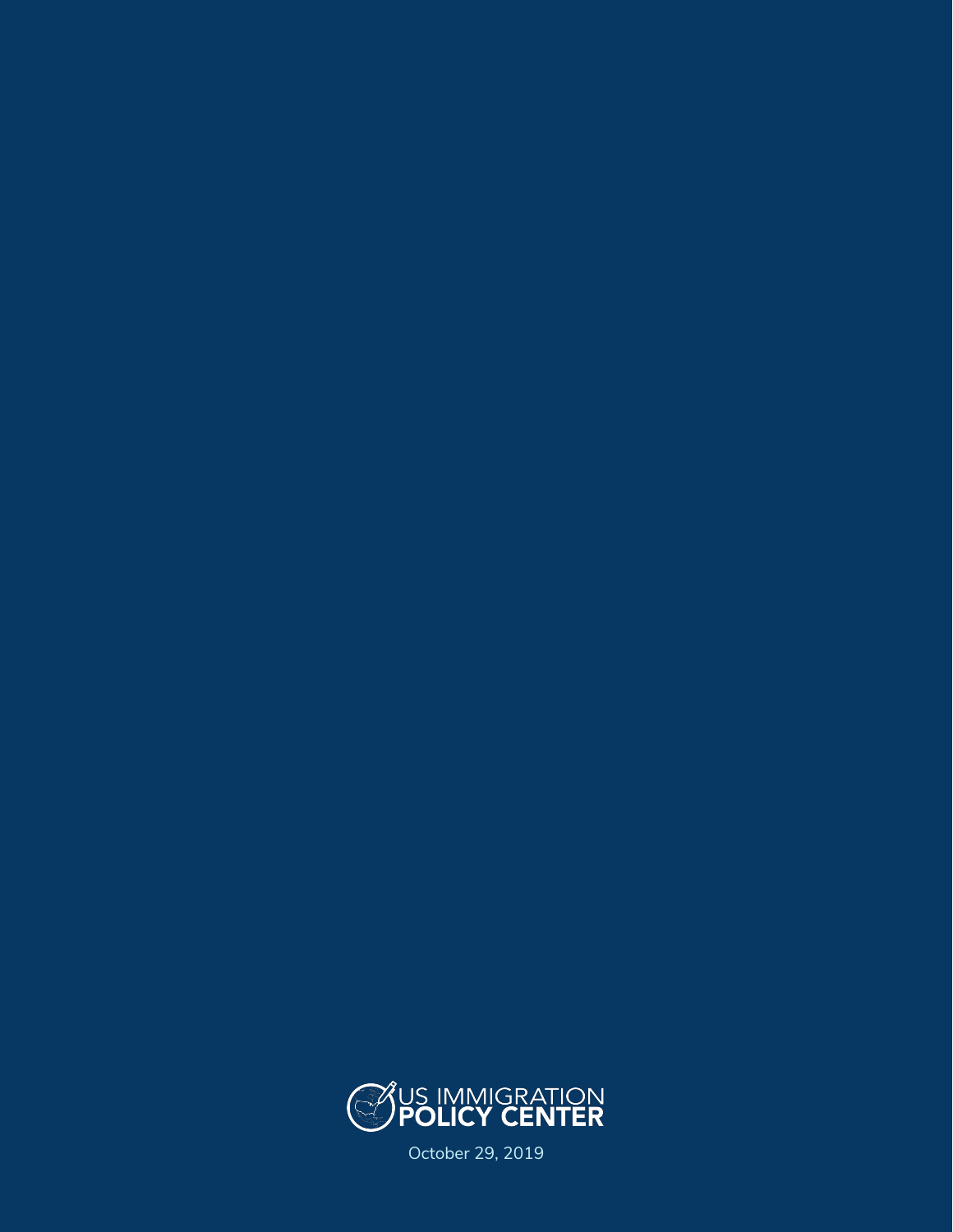US IMMIGRATION
POLICY CENTER

October 29, 2019